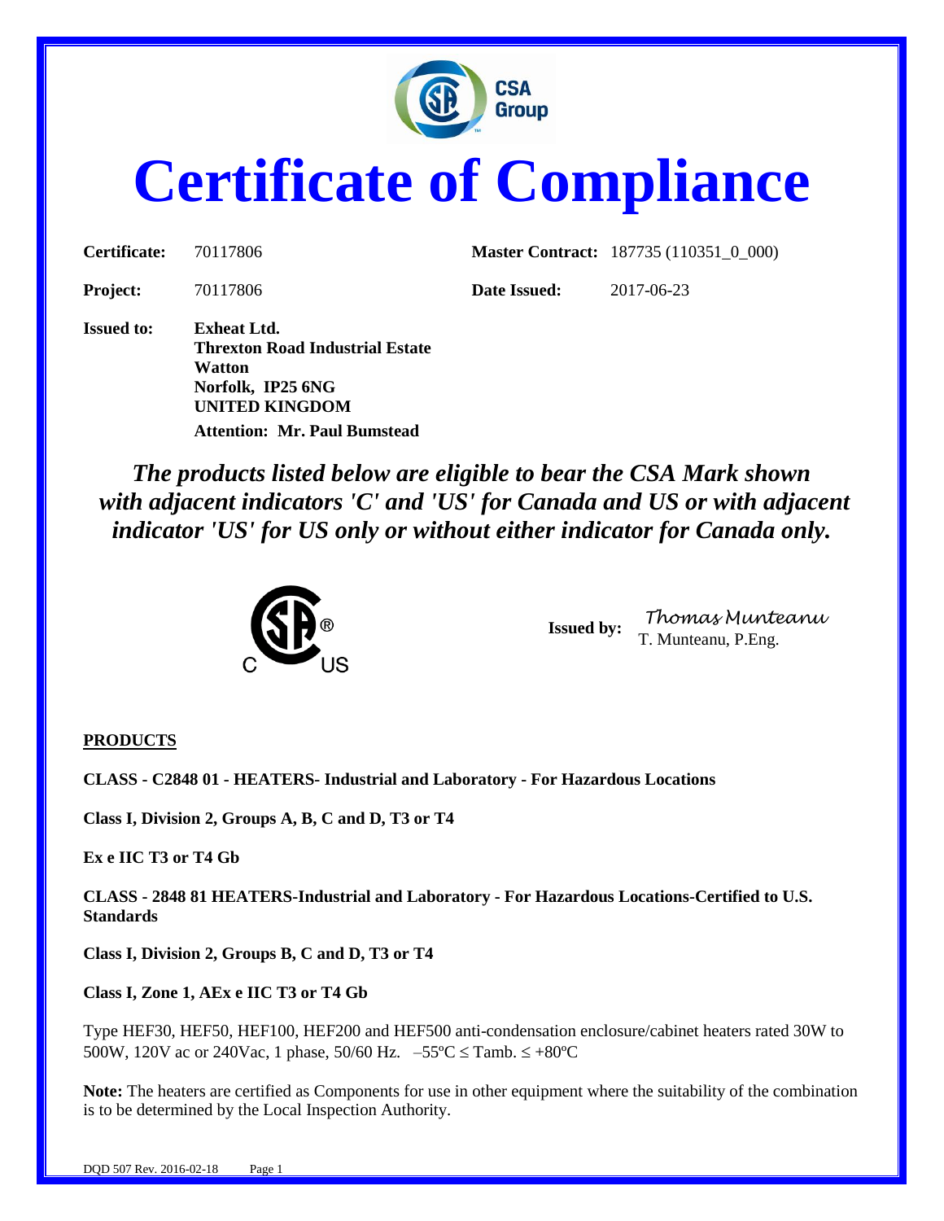# Certificate of Compliance

| | | | |
|---|---|---|---|
| **Certificate:** | 70117806 | **Master Contract:** | 187735 (110351_0_000) |
| **Project:** | 70117806 | **Date Issued:** | 2017-06-23 |

**Issued to:** **Exheat Ltd.**
**Threxton Road Industrial Estate**
**Watton**
**Norfolk, IP25 6NG**
**UNITED KINGDOM**
**Attention: Mr. Paul Bumstead**

***The products listed below are eligible to bear the CSA Mark shown with adjacent indicators 'C' and 'US' for Canada and US or with adjacent indicator 'US' for US only or without either indicator for Canada only.***

**Issued by:** Thomas Munteanu
T. Munteanu, P.Eng.

**PRODUCTS**

**CLASS - C2848 01 - HEATERS- Industrial and Laboratory - For Hazardous Locations**

**Class I, Division 2, Groups A, B, C and D, T3 or T4**

**Ex e IIC T3 or T4 Gb**

**CLASS - 2848 81 HEATERS-Industrial and Laboratory - For Hazardous Locations-Certified to U.S. Standards**

**Class I, Division 2, Groups B, C and D, T3 or T4**

**Class I, Zone 1, AEx e IIC T3 or T4 Gb**

Type HEF30, HEF50, HEF100, HEF200 and HEF500 anti-condensation enclosure/cabinet heaters rated 30W to 500W, 120V ac or 240Vac, 1 phase, 50/60 Hz. $-55^{\circ}C \leq$ Tamb. $\leq +80^{\circ}C$

**Note:** The heaters are certified as Components for use in other equipment where the suitability of the combination is to be determined by the Local Inspection Authority.

DQD 507 Rev. 2016-02-18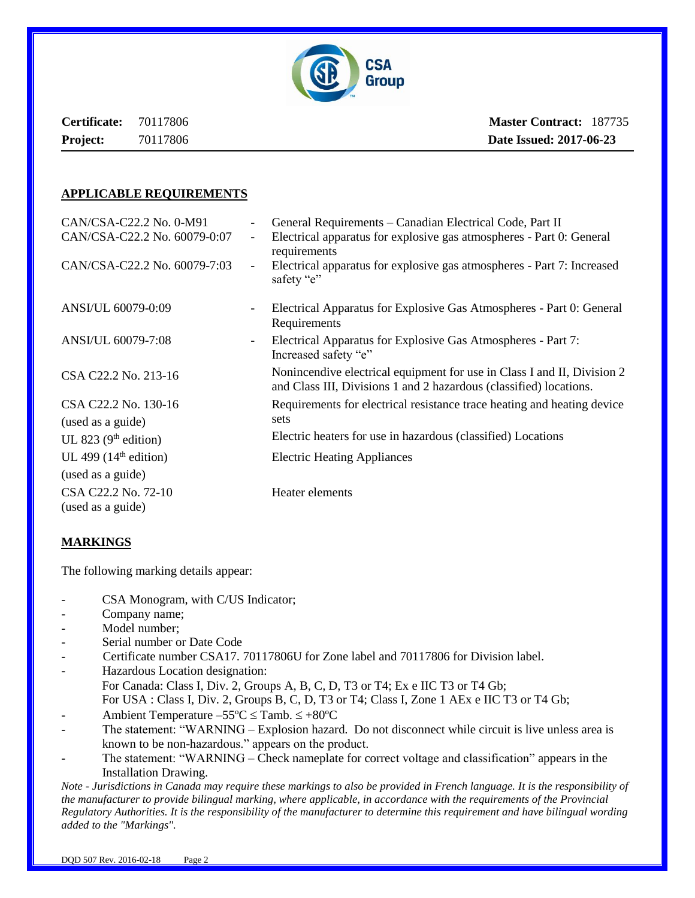**Certificate:** 70117806 **Master Contract:** 187735
**Project:** 70117806 **Date Issued: 2017-06-23**

## APPLICABLE REQUIREMENTS

| | | |
|---|---|---|
| CAN/CSA-C22.2 No. 0-M91 | - | General Requirements – Canadian Electrical Code, Part II |
| CAN/CSA-C22.2 No. 60079-0:07 | - | Electrical apparatus for explosive gas atmospheres - Part 0: General requirements |
| CAN/CSA-C22.2 No. 60079-7:03 | - | Electrical apparatus for explosive gas atmospheres - Part 7: Increased safety "e" |
| ANSI/UL 60079-0:09 | - | Electrical Apparatus for Explosive Gas Atmospheres - Part 0: General Requirements |
| ANSI/UL 60079-7:08 | - | Electrical Apparatus for Explosive Gas Atmospheres - Part 7: Increased safety "e" |
| CSA C22.2 No. 213-16 | | Nonincendive electrical equipment for use in Class I and II, Division 2 and Class III, Divisions 1 and 2 hazardous (classified) locations. |
| CSA C22.2 No. 130-16 (used as a guide) | | Requirements for electrical resistance trace heating and heating device sets |
| UL 823 (9th edition) | | Electric heaters for use in hazardous (classified) Locations |
| UL 499 (14th edition) (used as a guide) | | Electric Heating Appliances |
| CSA C22.2 No. 72-10 (used as a guide) | | Heater elements |

## MARKINGS

The following marking details appear:

- CSA Monogram, with C/US Indicator;
- Company name;
- Model number;
- Serial number or Date Code
- Certificate number CSA17. 70117806U for Zone label and 70117806 for Division label.
- Hazardous Location designation:
  For Canada: Class I, Div. 2, Groups A, B, C, D, T3 or T4; Ex e IIC T3 or T4 Gb;
  For USA : Class I, Div. 2, Groups B, C, D, T3 or T4; Class I, Zone 1 AEx e IIC T3 or T4 Gb;
- Ambient Temperature –55ºC ≤ Tamb. ≤ +80ºC
- The statement: "WARNING – Explosion hazard. Do not disconnect while circuit is live unless area is known to be non-hazardous." appears on the product.
- The statement: "WARNING – Check nameplate for correct voltage and classification" appears in the Installation Drawing.

*Note - Jurisdictions in Canada may require these markings to also be provided in French language. It is the responsibility of the manufacturer to provide bilingual marking, where applicable, in accordance with the requirements of the Provincial Regulatory Authorities. It is the responsibility of the manufacturer to determine this requirement and have bilingual wording added to the "Markings".*

DQD 507 Rev. 2016-02-18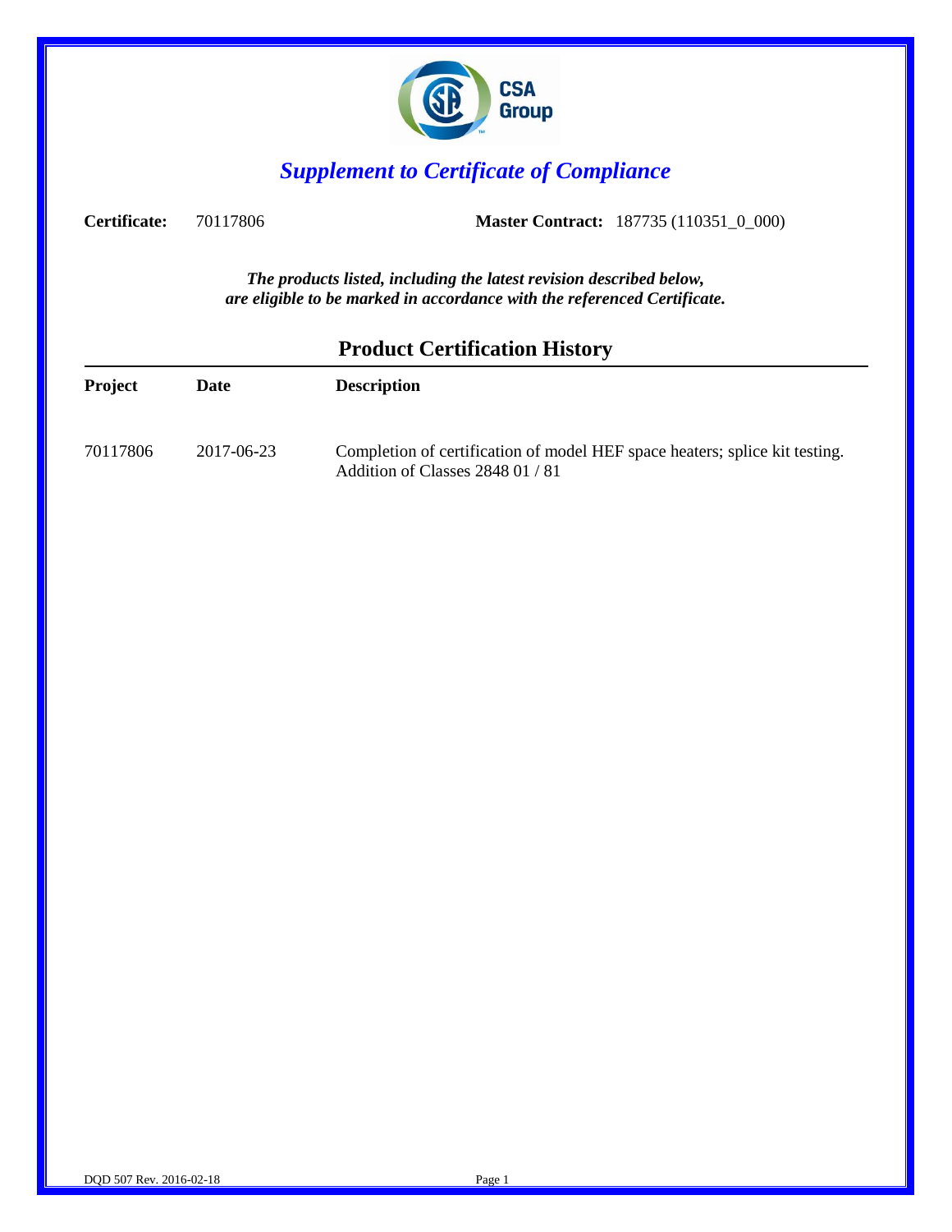# *Supplement to Certificate of Compliance*

**Certificate:** 70117806 **Master Contract:** 187735 (110351_0_000)

***The products listed, including the latest revision described below, are eligible to be marked in accordance with the referenced Certificate.***

## Product Certification History

| Project | Date | Description |
|---|---|---|
| 70117806 | 2017-06-23 | Completion of certification of model HEF space heaters; splice kit testing. Addition of Classes 2848 01 / 81 |

DQD 507 Rev. 2016-02-18